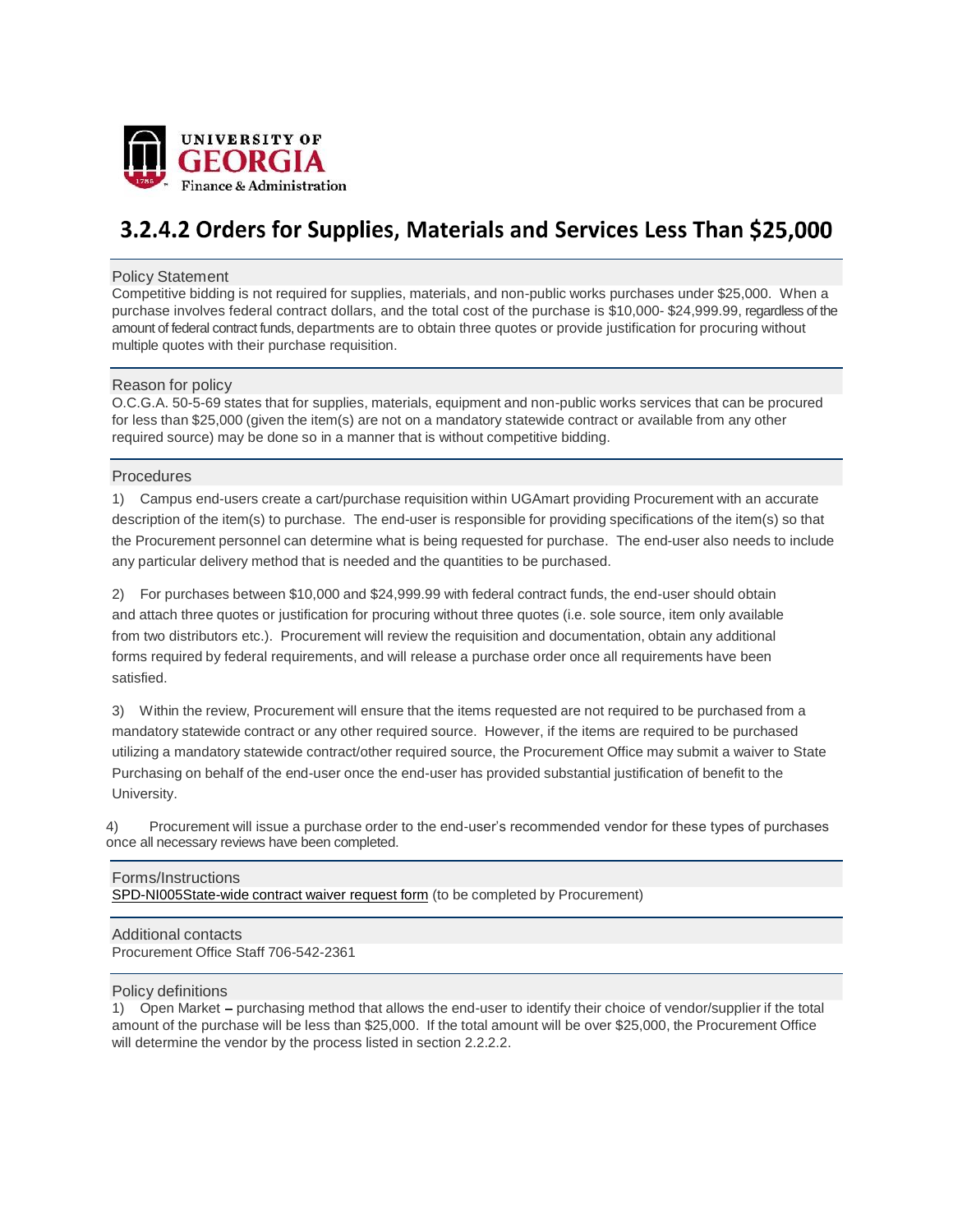UNIVERSITY OF GEORGIA
Finance & Administration

# 3.2.4.2 Orders for Supplies, Materials and Services Less Than $25,000

## Policy Statement

Competitive bidding is not required for supplies, materials, and non-public works purchases under $25,000. When a purchase involves federal contract dollars, and the total cost of the purchase is $10,000- $24,999.99, regardless of the amount of federal contract funds, departments are to obtain three quotes or provide justification for procuring without multiple quotes with their purchase requisition.

## Reason for policy

O.C.G.A. 50-5-69 states that for supplies, materials, equipment and non-public works services that can be procured for less than $25,000 (given the item(s) are not on a mandatory statewide contract or available from any other required source) may be done so in a manner that is without competitive bidding.

## Procedures

1) Campus end-users create a cart/purchase requisition within UGAmart providing Procurement with an accurate description of the item(s) to purchase. The end-user is responsible for providing specifications of the item(s) so that the Procurement personnel can determine what is being requested for purchase. The end-user also needs to include any particular delivery method that is needed and the quantities to be purchased.

2) For purchases between $10,000 and $24,999.99 with federal contract funds, the end-user should obtain and attach three quotes or justification for procuring without three quotes (i.e. sole source, item only available from two distributors etc.). Procurement will review the requisition and documentation, obtain any additional forms required by federal requirements, and will release a purchase order once all requirements have been satisfied.

3) Within the review, Procurement will ensure that the items requested are not required to be purchased from a mandatory statewide contract or any other required source. However, if the items are required to be purchased utilizing a mandatory statewide contract/other required source, the Procurement Office may submit a waiver to State Purchasing on behalf of the end-user once the end-user has provided substantial justification of benefit to the University.

4) Procurement will issue a purchase order to the end-user's recommended vendor for these types of purchases once all necessary reviews have been completed.

## Forms/Instructions

SPD-NI005State-wide contract waiver request form (to be completed by Procurement)

## Additional contacts

Procurement Office Staff 706-542-2361

## Policy definitions

1) Open Market – purchasing method that allows the end-user to identify their choice of vendor/supplier if the total amount of the purchase will be less than $25,000. If the total amount will be over $25,000, the Procurement Office will determine the vendor by the process listed in section 2.2.2.2.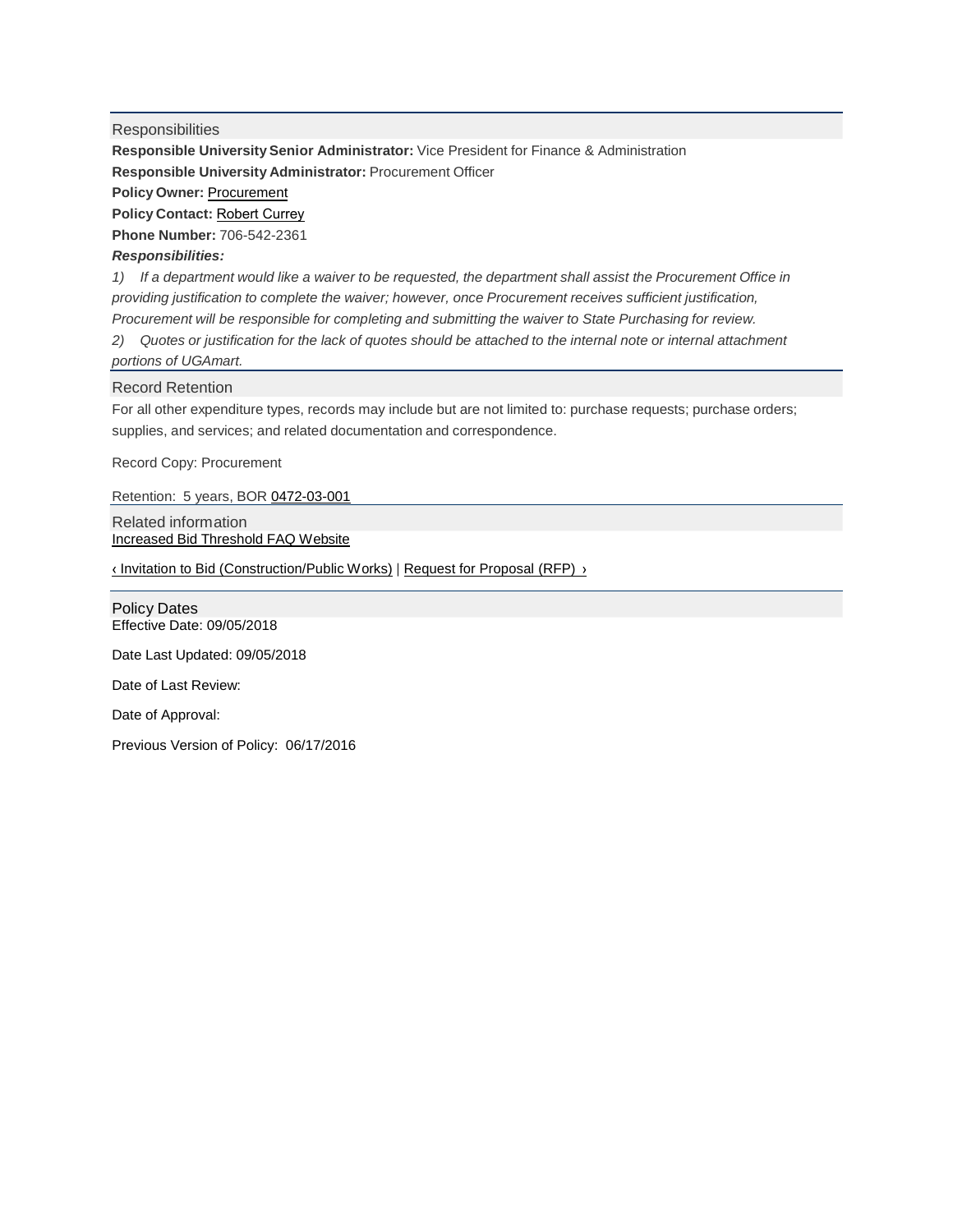## Responsibilities

**Responsible University Senior Administrator:** Vice President for Finance & Administration

**Responsible University Administrator:** Procurement Officer

**Policy Owner:** Procurement

**Policy Contact:** Robert Currey

**Phone Number:** 706-542-2361

***Responsibilities:***

*1) If a department would like a waiver to be requested, the department shall assist the Procurement Office in providing justification to complete the waiver; however, once Procurement receives sufficient justification, Procurement will be responsible for completing and submitting the waiver to State Purchasing for review.*

*2) Quotes or justification for the lack of quotes should be attached to the internal note or internal attachment portions of UGAmart.*

## Record Retention

For all other expenditure types, records may include but are not limited to: purchase requests; purchase orders; supplies, and services; and related documentation and correspondence.

Record Copy: Procurement

Retention: 5 years, BOR 0472-03-001

## Related information

Increased Bid Threshold FAQ Website

‹ Invitation to Bid (Construction/Public Works) | Request for Proposal (RFP) ›

## Policy Dates

Effective Date: 09/05/2018

Date Last Updated: 09/05/2018

Date of Last Review:

Date of Approval:

Previous Version of Policy: 06/17/2016